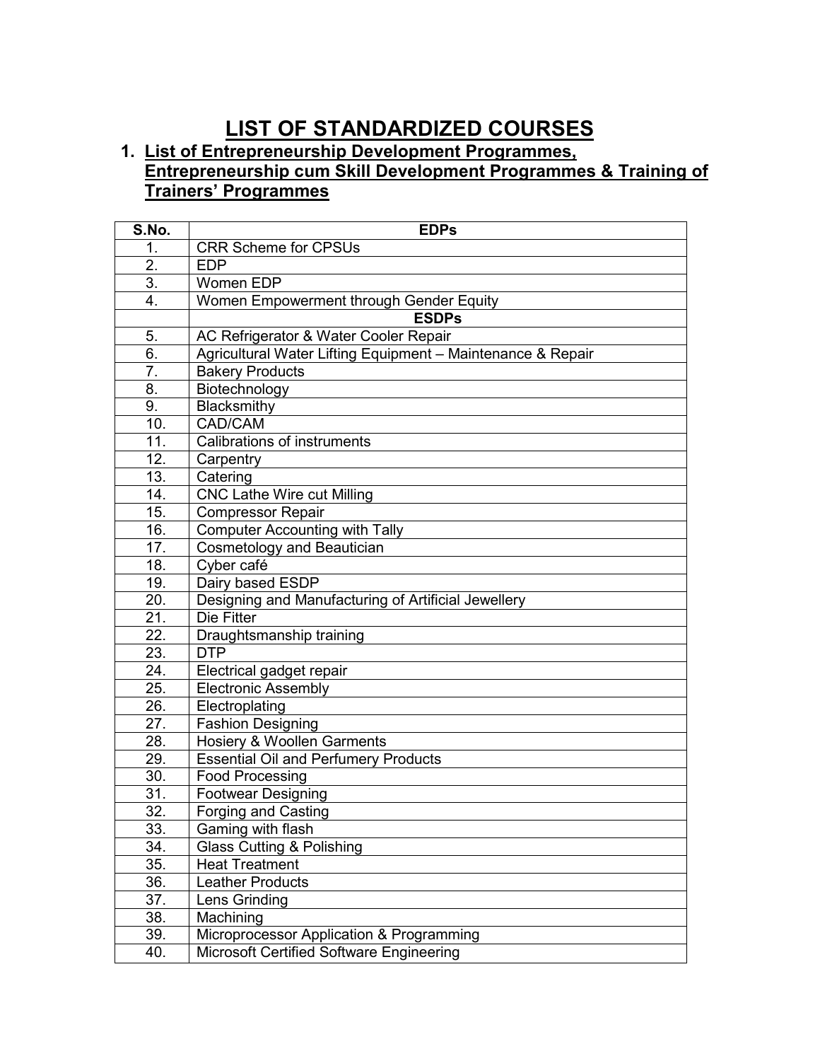# LIST OF STANDARDIZED COURSES

## 1. List of Entrepreneurship Development Programmes, Entrepreneurship cum Skill Development Programmes & Training of Trainers' Programmes

| S.No. | EDPs |
|---|---|
| 1. | CRR Scheme for CPSUs |
| 2. | EDP |
| 3. | Women EDP |
| 4. | Women Empowerment through Gender Equity |
| | **ESDPs** |
| 5. | AC Refrigerator & Water Cooler Repair |
| 6. | Agricultural Water Lifting Equipment – Maintenance & Repair |
| 7. | Bakery Products |
| 8. | Biotechnology |
| 9. | Blacksmithy |
| 10. | CAD/CAM |
| 11. | Calibrations of instruments |
| 12. | Carpentry |
| 13. | Catering |
| 14. | CNC Lathe Wire cut Milling |
| 15. | Compressor Repair |
| 16. | Computer Accounting with Tally |
| 17. | Cosmetology and Beautician |
| 18. | Cyber café |
| 19. | Dairy based ESDP |
| 20. | Designing and Manufacturing of Artificial Jewellery |
| 21. | Die Fitter |
| 22. | Draughtsmanship training |
| 23. | DTP |
| 24. | Electrical gadget repair |
| 25. | Electronic Assembly |
| 26. | Electroplating |
| 27. | Fashion Designing |
| 28. | Hosiery & Woollen Garments |
| 29. | Essential Oil and Perfumery Products |
| 30. | Food Processing |
| 31. | Footwear Designing |
| 32. | Forging and Casting |
| 33. | Gaming with flash |
| 34. | Glass Cutting & Polishing |
| 35. | Heat Treatment |
| 36. | Leather Products |
| 37. | Lens Grinding |
| 38. | Machining |
| 39. | Microprocessor Application & Programming |
| 40. | Microsoft Certified Software Engineering |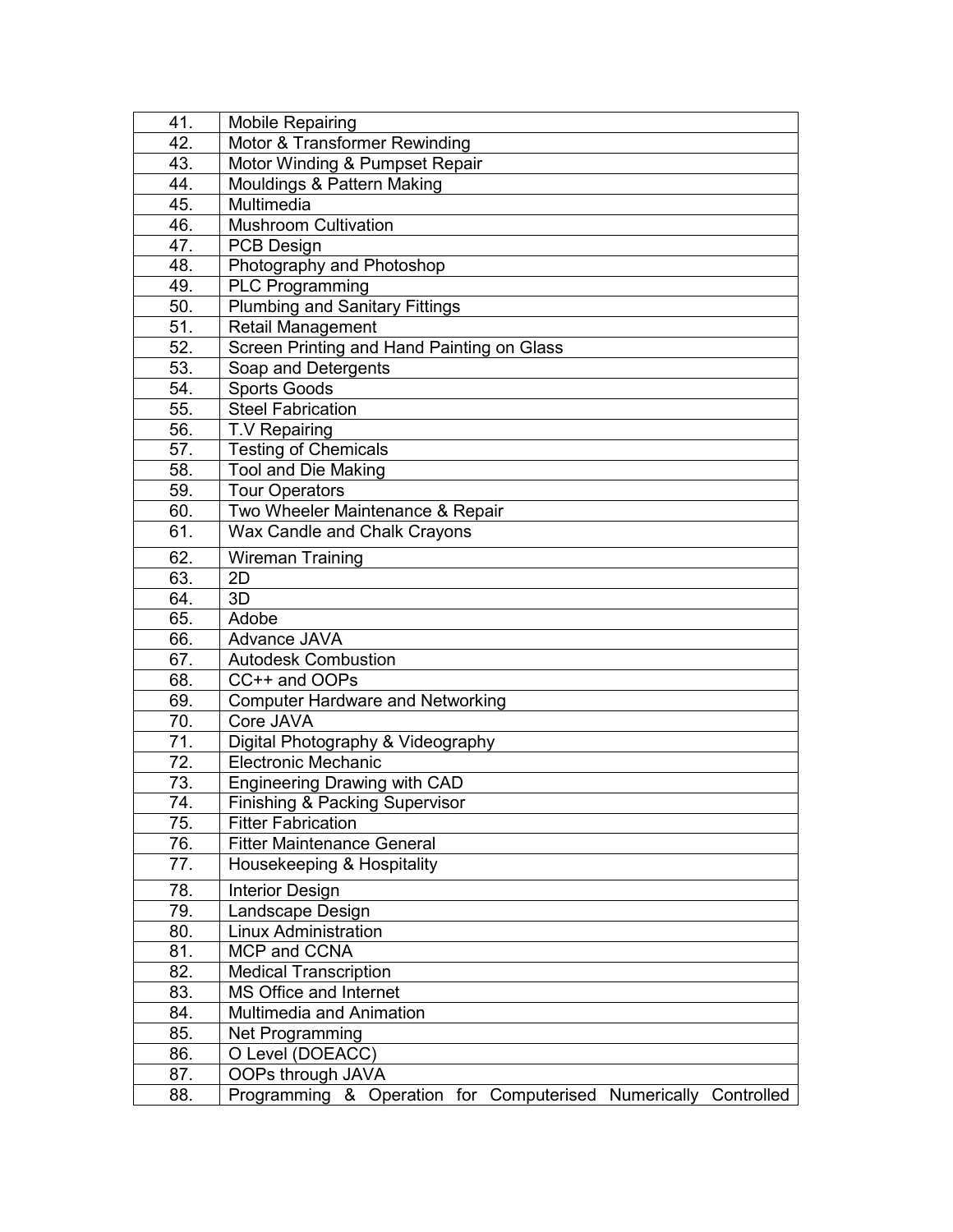| | |
|---|---|
| 41. | Mobile Repairing |
| 42. | Motor & Transformer Rewinding |
| 43. | Motor Winding & Pumpset Repair |
| 44. | Mouldings & Pattern Making |
| 45. | Multimedia |
| 46. | Mushroom Cultivation |
| 47. | PCB Design |
| 48. | Photography and Photoshop |
| 49. | PLC Programming |
| 50. | Plumbing and Sanitary Fittings |
| 51. | Retail Management |
| 52. | Screen Printing and Hand Painting on Glass |
| 53. | Soap and Detergents |
| 54. | Sports Goods |
| 55. | Steel Fabrication |
| 56. | T.V Repairing |
| 57. | Testing of Chemicals |
| 58. | Tool and Die Making |
| 59. | Tour Operators |
| 60. | Two Wheeler Maintenance & Repair |
| 61. | Wax Candle and Chalk Crayons |
| 62. | Wireman Training |
| 63. | 2D |
| 64. | 3D |
| 65. | Adobe |
| 66. | Advance JAVA |
| 67. | Autodesk Combustion |
| 68. | CC++ and OOPs |
| 69. | Computer Hardware and Networking |
| 70. | Core JAVA |
| 71. | Digital Photography & Videography |
| 72. | Electronic Mechanic |
| 73. | Engineering Drawing with CAD |
| 74. | Finishing & Packing Supervisor |
| 75. | Fitter Fabrication |
| 76. | Fitter Maintenance General |
| 77. | Housekeeping & Hospitality |
| 78. | Interior Design |
| 79. | Landscape Design |
| 80. | Linux Administration |
| 81. | MCP and CCNA |
| 82. | Medical Transcription |
| 83. | MS Office and Internet |
| 84. | Multimedia and Animation |
| 85. | Net Programming |
| 86. | O Level (DOEACC) |
| 87. | OOPs through JAVA |
| 88. | Programming & Operation for Computerised Numerically Controlled |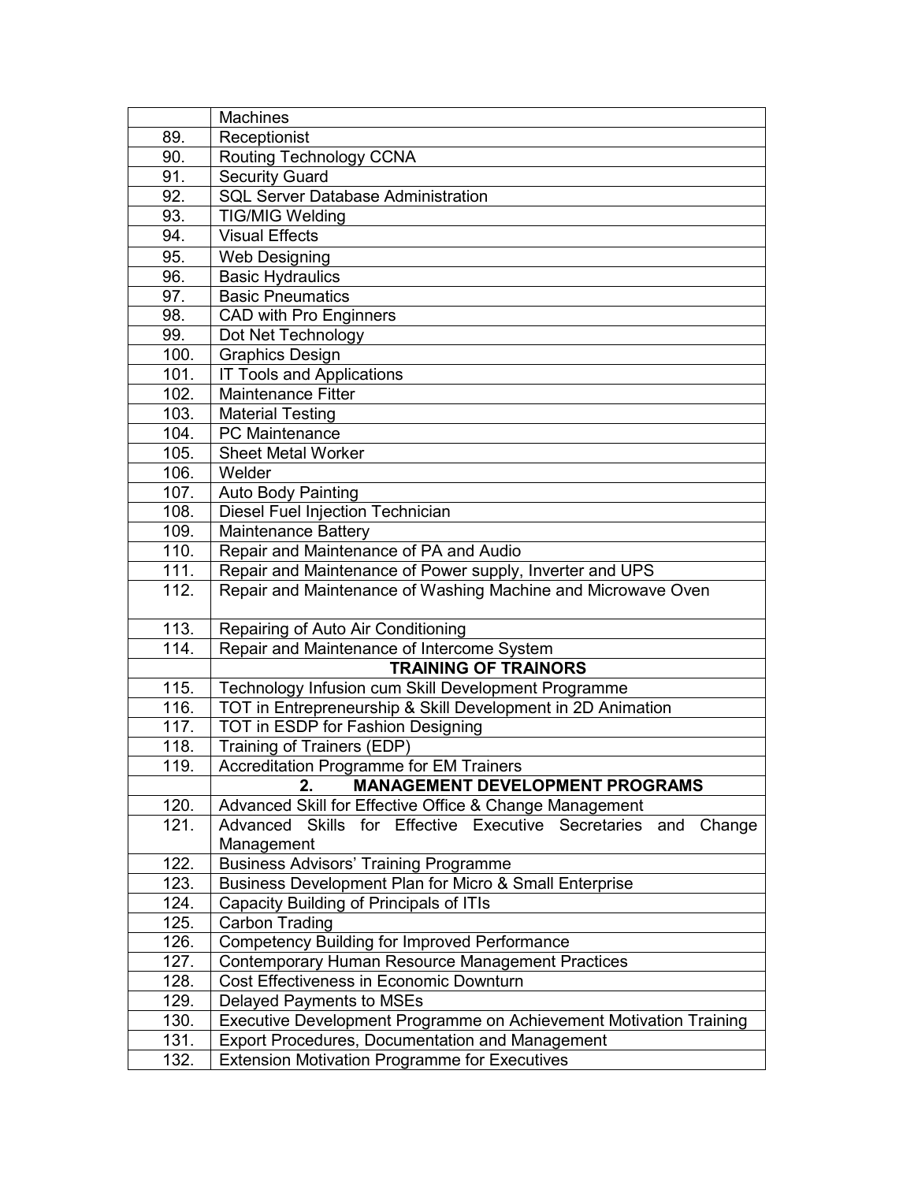|  |  |
|---|---|
|  | Machines |
| 89. | Receptionist |
| 90. | Routing Technology CCNA |
| 91. | Security Guard |
| 92. | SQL Server Database Administration |
| 93. | TIG/MIG Welding |
| 94. | Visual Effects |
| 95. | Web Designing |
| 96. | Basic Hydraulics |
| 97. | Basic Pneumatics |
| 98. | CAD with Pro Enginners |
| 99. | Dot Net Technology |
| 100. | Graphics Design |
| 101. | IT Tools and Applications |
| 102. | Maintenance Fitter |
| 103. | Material Testing |
| 104. | PC Maintenance |
| 105. | Sheet Metal Worker |
| 106. | Welder |
| 107. | Auto Body Painting |
| 108. | Diesel Fuel Injection Technician |
| 109. | Maintenance Battery |
| 110. | Repair and Maintenance of PA and Audio |
| 111. | Repair and Maintenance of Power supply, Inverter and UPS |
| 112. | Repair and Maintenance of Washing Machine and Microwave Oven |
| 113. | Repairing of Auto Air Conditioning |
| 114. | Repair and Maintenance of Intercome System |
|  | **TRAINING OF TRAINORS** |
| 115. | Technology Infusion cum Skill Development Programme |
| 116. | TOT in Entrepreneurship & Skill Development in 2D Animation |
| 117. | TOT in ESDP for Fashion Designing |
| 118. | Training of Trainers (EDP) |
| 119. | Accreditation Programme for EM Trainers |
|  | **2. MANAGEMENT DEVELOPMENT PROGRAMS** |
| 120. | Advanced Skill for Effective Office & Change Management |
| 121. | Advanced Skills for Effective Executive Secretaries and Change Management |
| 122. | Business Advisors' Training Programme |
| 123. | Business Development Plan for Micro & Small Enterprise |
| 124. | Capacity Building of Principals of ITIs |
| 125. | Carbon Trading |
| 126. | Competency Building for Improved Performance |
| 127. | Contemporary Human Resource Management Practices |
| 128. | Cost Effectiveness in Economic Downturn |
| 129. | Delayed Payments to MSEs |
| 130. | Executive Development Programme on Achievement Motivation Training |
| 131. | Export Procedures, Documentation and Management |
| 132. | Extension Motivation Programme for Executives |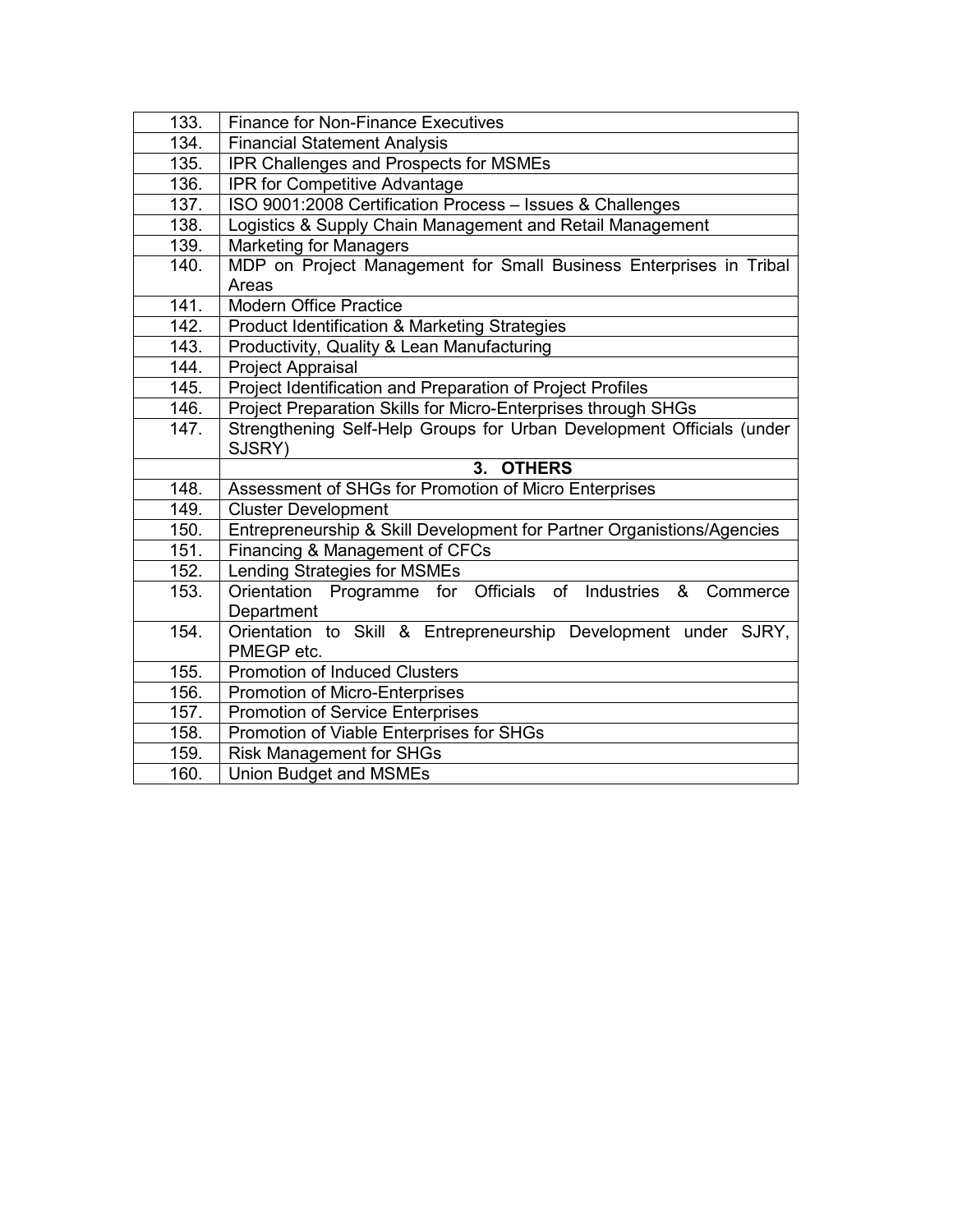| | |
|---|---|
| 133. | Finance for Non-Finance Executives |
| 134. | Financial Statement Analysis |
| 135. | IPR Challenges and Prospects for MSMEs |
| 136. | IPR for Competitive Advantage |
| 137. | ISO 9001:2008 Certification Process – Issues & Challenges |
| 138. | Logistics & Supply Chain Management and Retail Management |
| 139. | Marketing for Managers |
| 140. | MDP on Project Management for Small Business Enterprises in Tribal Areas |
| 141. | Modern Office Practice |
| 142. | Product Identification & Marketing Strategies |
| 143. | Productivity, Quality & Lean Manufacturing |
| 144. | Project Appraisal |
| 145. | Project Identification and Preparation of Project Profiles |
| 146. | Project Preparation Skills for Micro-Enterprises through SHGs |
| 147. | Strengthening Self-Help Groups for Urban Development Officials (under SJSRY) |
| | **3. OTHERS** |
| 148. | Assessment of SHGs for Promotion of Micro Enterprises |
| 149. | Cluster Development |
| 150. | Entrepreneurship & Skill Development for Partner Organistions/Agencies |
| 151. | Financing & Management of CFCs |
| 152. | Lending Strategies for MSMEs |
| 153. | Orientation Programme for Officials of Industries & Commerce Department |
| 154. | Orientation to Skill & Entrepreneurship Development under SJRY, PMEGP etc. |
| 155. | Promotion of Induced Clusters |
| 156. | Promotion of Micro-Enterprises |
| 157. | Promotion of Service Enterprises |
| 158. | Promotion of Viable Enterprises for SHGs |
| 159. | Risk Management for SHGs |
| 160. | Union Budget and MSMEs |